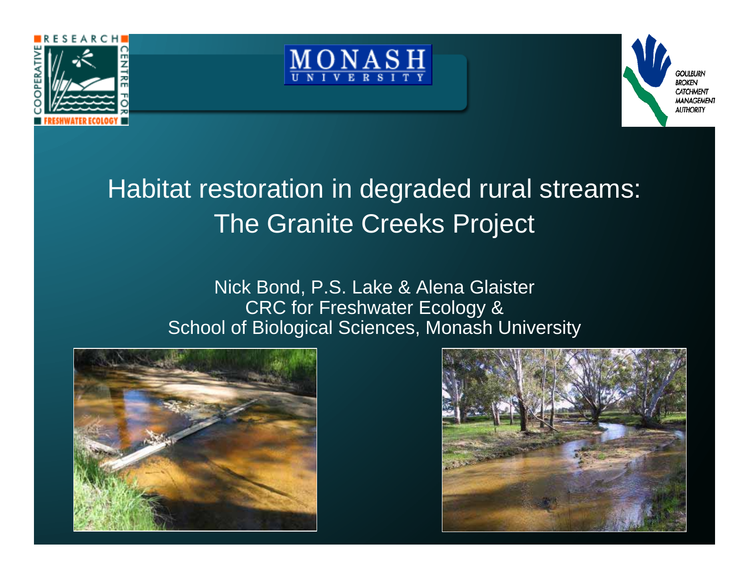# Habitat restoration in degraded rural streams: The Granite Creeks Project

Nick Bond, P.S. Lake & Alena Glaister
CRC for Freshwater Ecology &
School of Biological Sciences, Monash University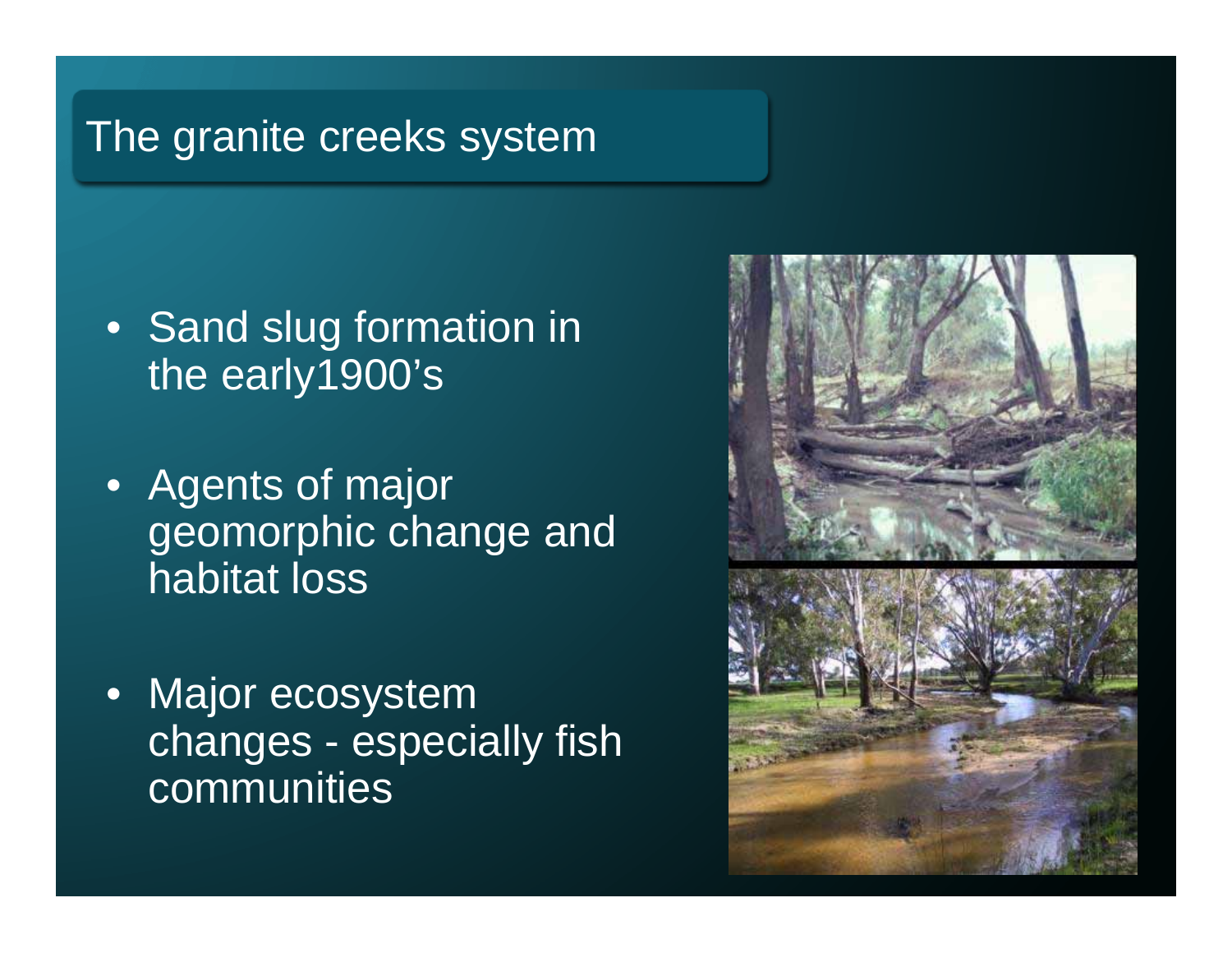# The granite creeks system

- Sand slug formation in the early1900's
- Agents of major geomorphic change and habitat loss
- Major ecosystem changes - especially fish communities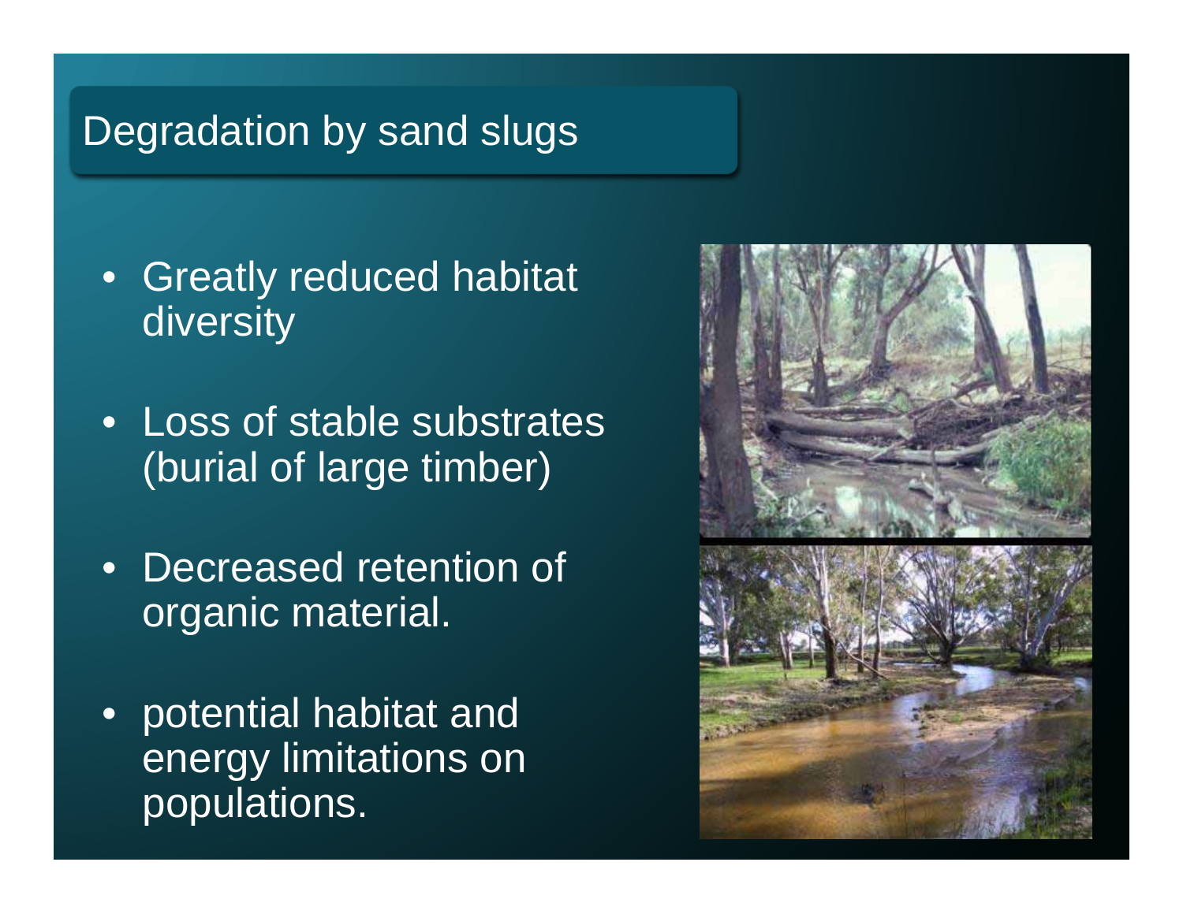# Degradation by sand slugs

- Greatly reduced habitat diversity
- Loss of stable substrates (burial of large timber)
- Decreased retention of organic material.
- potential habitat and energy limitations on populations.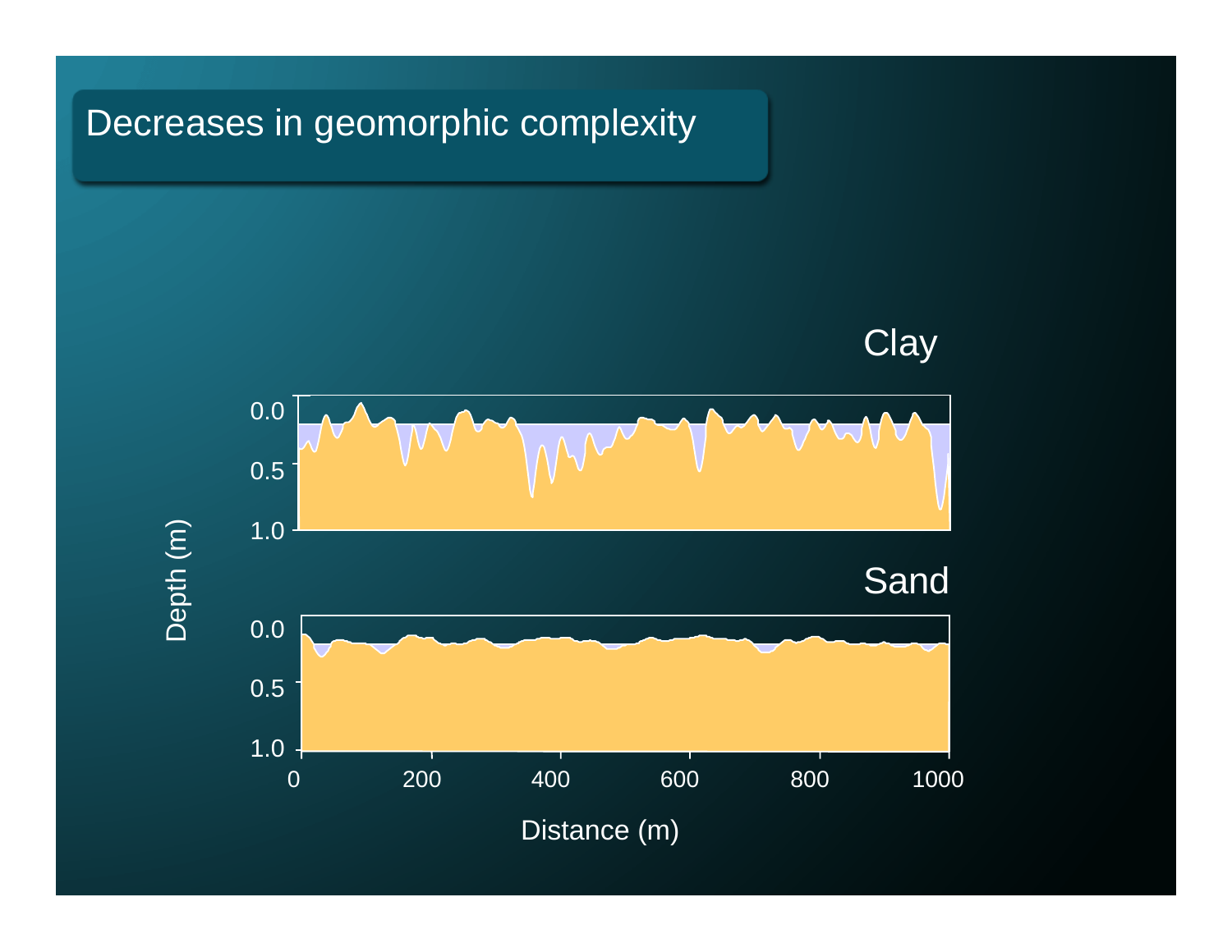# Decreases in geomorphic complexity

Clay

Sand

Depth (m)

Distance (m)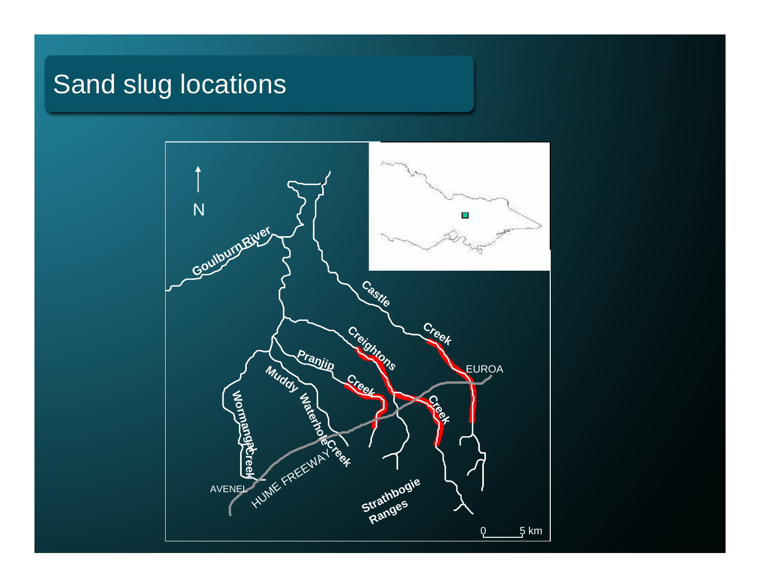# Sand slug locations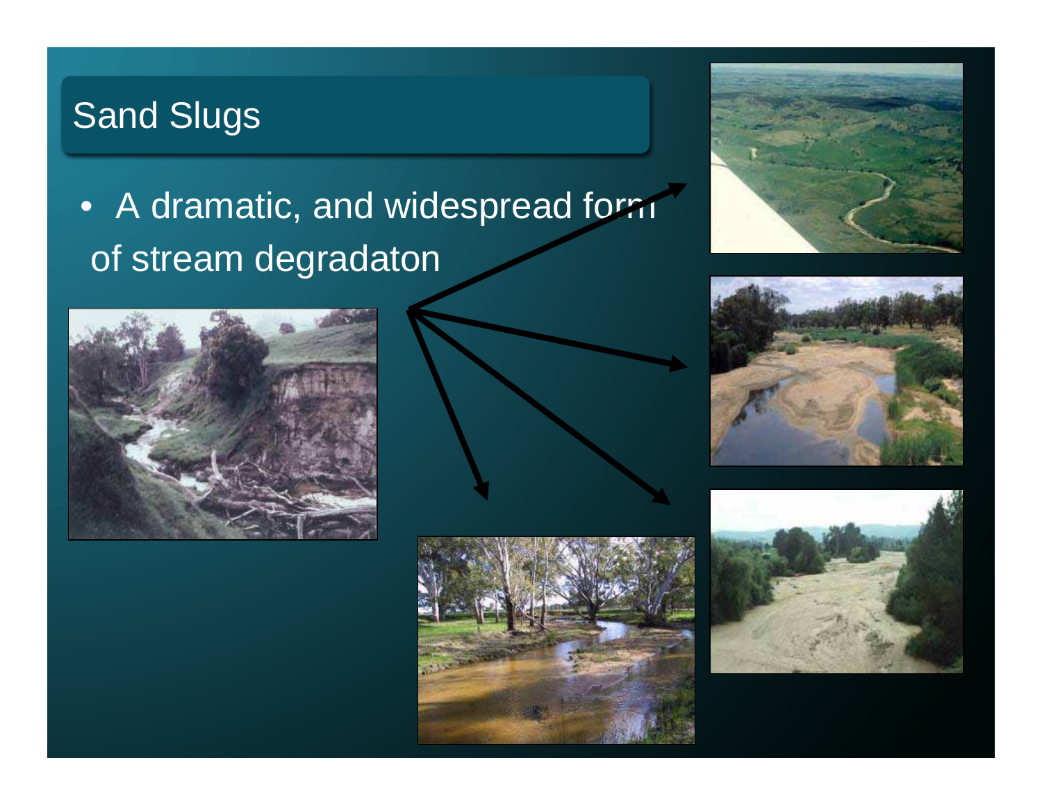## Sand Slugs

- A dramatic, and widespread form of stream degradaton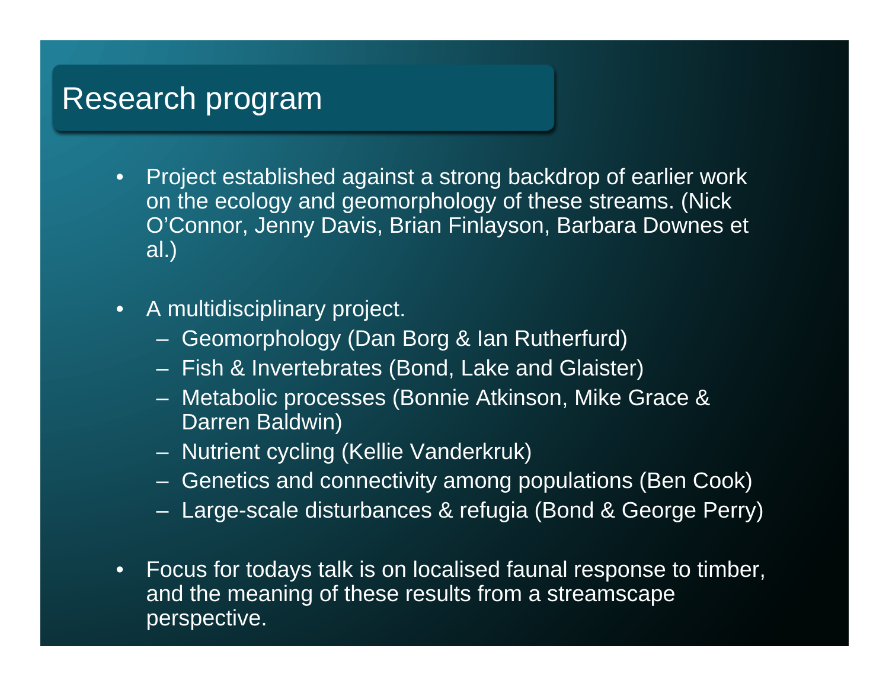# Research program

- Project established against a strong backdrop of earlier work on the ecology and geomorphology of these streams. (Nick O'Connor, Jenny Davis, Brian Finlayson, Barbara Downes et al.)

- A multidisciplinary project.
  - Geomorphology (Dan Borg & Ian Rutherfurd)
  - Fish & Invertebrates (Bond, Lake and Glaister)
  - Metabolic processes (Bonnie Atkinson, Mike Grace & Darren Baldwin)
  - Nutrient cycling (Kellie Vanderkruk)
  - Genetics and connectivity among populations (Ben Cook)
  - Large-scale disturbances & refugia (Bond & George Perry)

- Focus for todays talk is on localised faunal response to timber, and the meaning of these results from a streamscape perspective.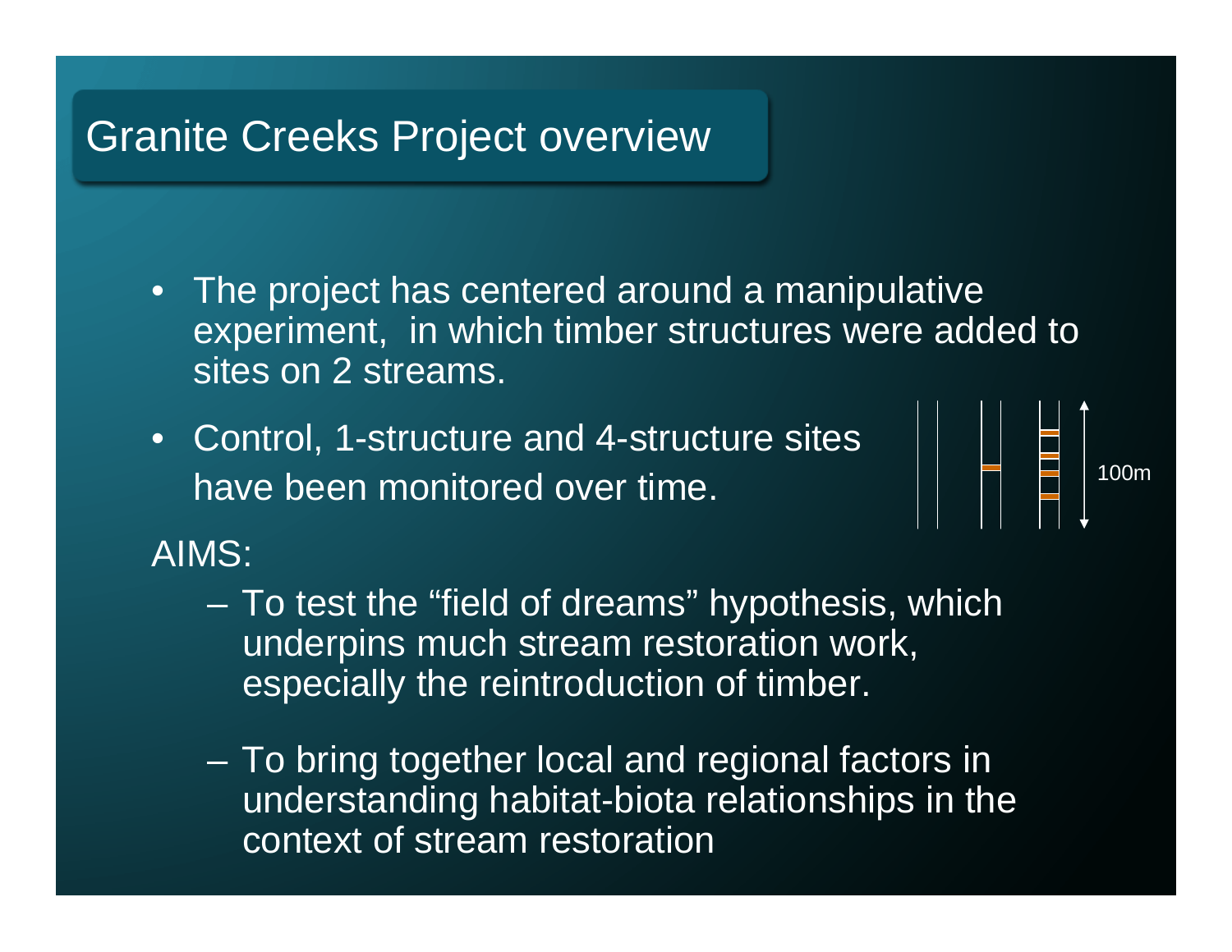# Granite Creeks Project overview

- The project has centered around a manipulative experiment, in which timber structures were added to sites on 2 streams.
- Control, 1-structure and 4-structure sites have been monitored over time.

100m

AIMS:

- To test the "field of dreams" hypothesis, which underpins much stream restoration work, especially the reintroduction of timber.
- To bring together local and regional factors in understanding habitat-biota relationships in the context of stream restoration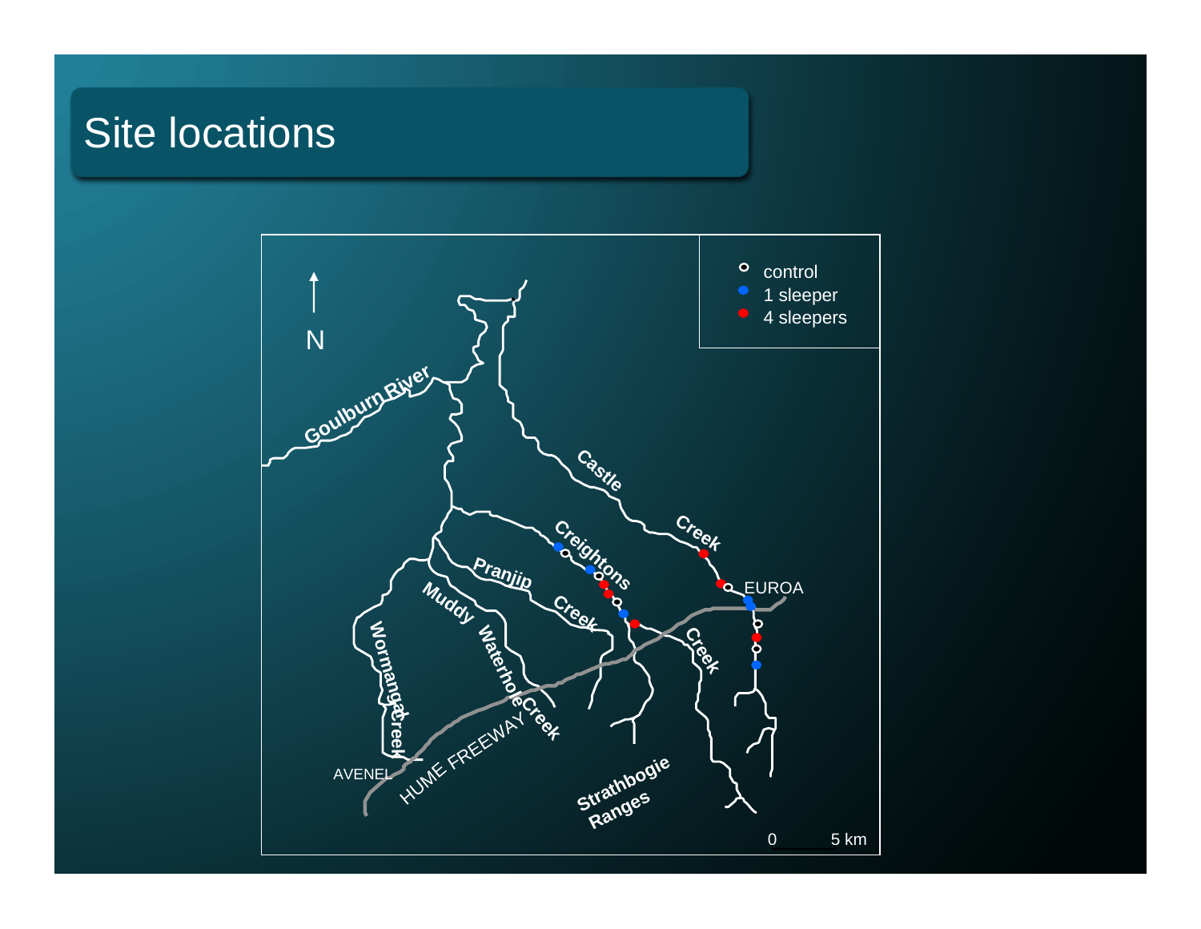# Site locations

control
1 sleeper
4 sleepers

N

Goulburn River

Castle Creek

Creightons Creek

Pranjip Creek

Muddy Waterhole Creek

Wormangal Creek

EUROA

AVENEL

HUME FREEWAY

Strathbogie Ranges

0 5 km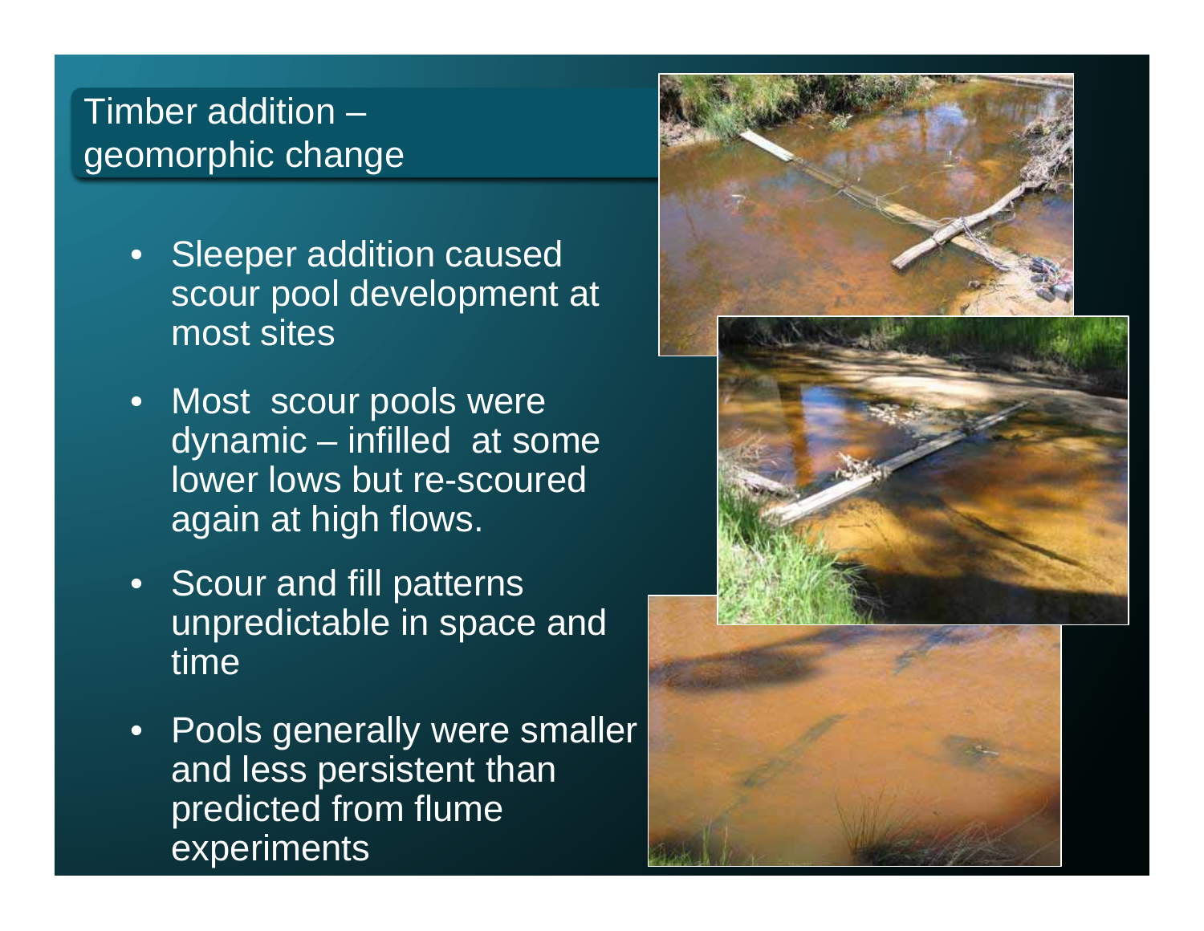# Timber addition – geomorphic change

- Sleeper addition caused scour pool development at most sites
- Most scour pools were dynamic – infilled at some lower lows but re-scoured again at high flows.
- Scour and fill patterns unpredictable in space and time
- Pools generally were smaller and less persistent than predicted from flume experiments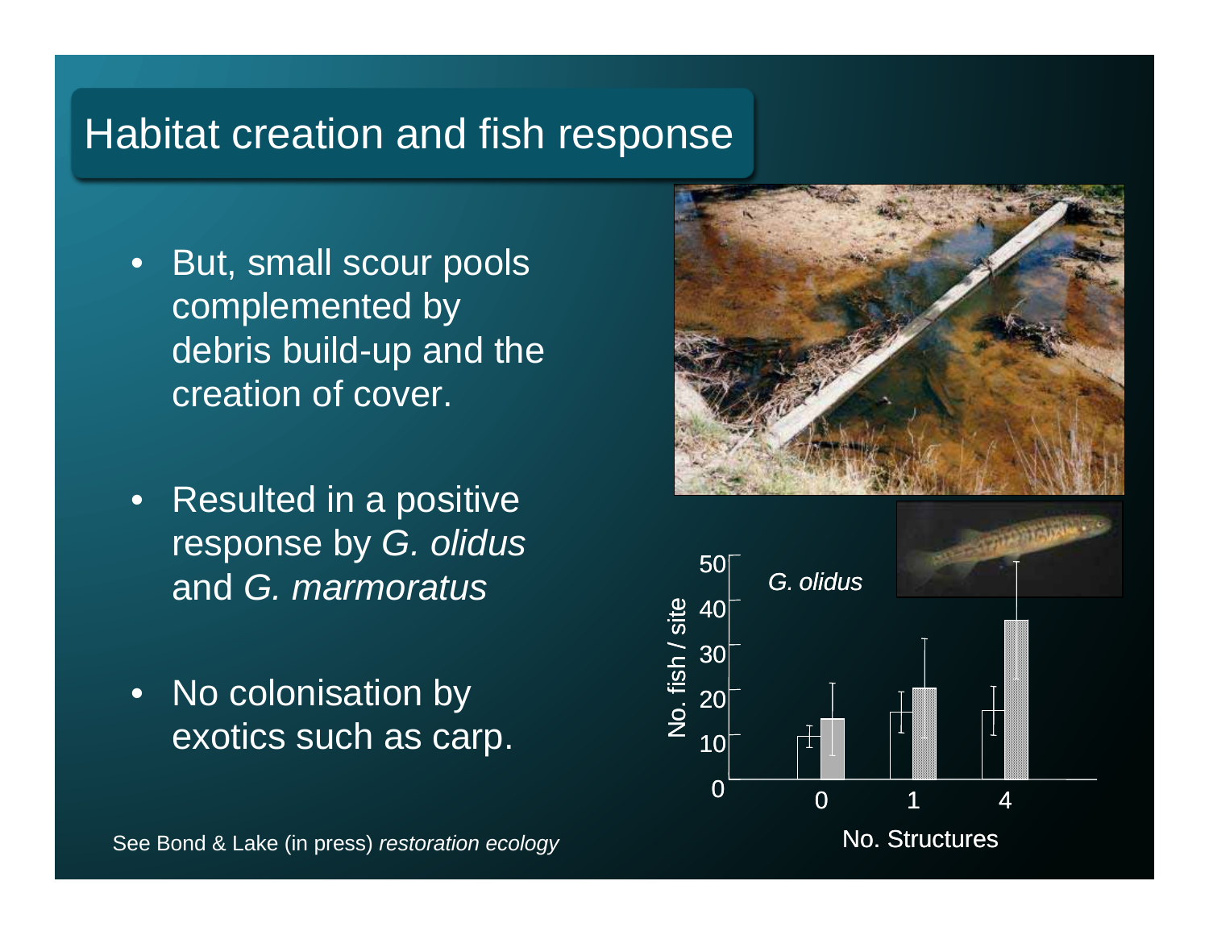# Habitat creation and fish response

- But, small scour pools complemented by debris build-up and the creation of cover.
- Resulted in a positive response by *G. olidus* and *G. marmoratus*
- No colonisation by exotics such as carp.

See Bond & Lake (in press) *restoration ecology*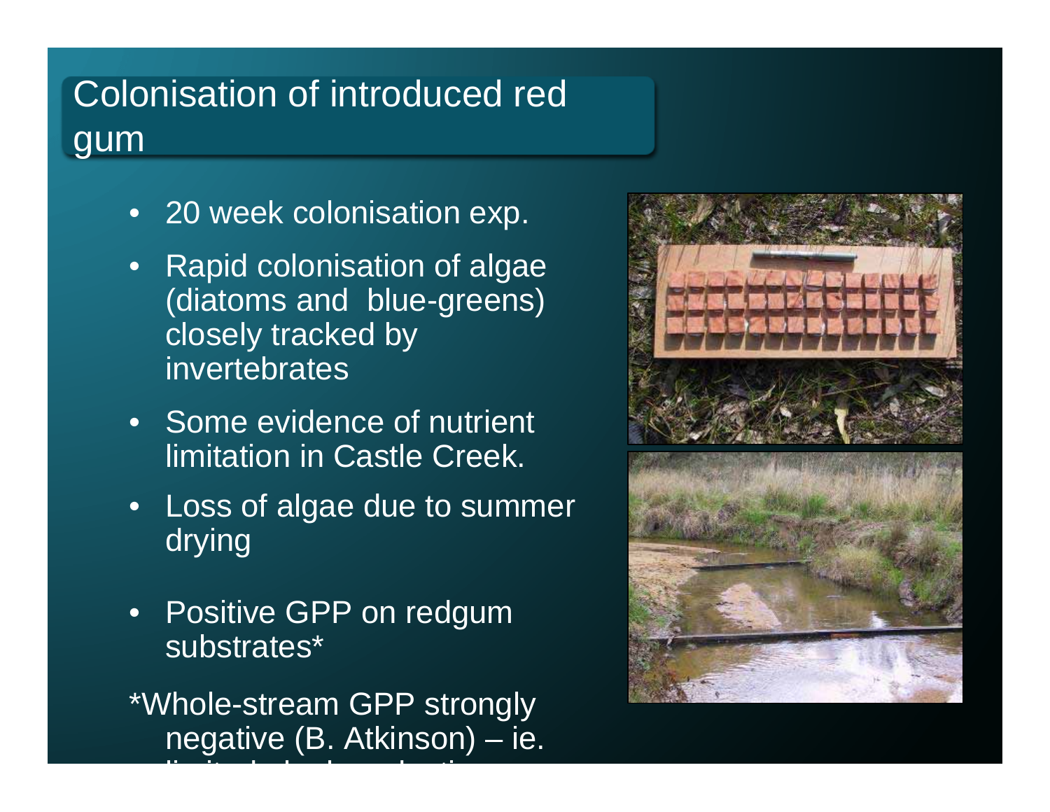# Colonisation of introduced red gum

- 20 week colonisation exp.
- Rapid colonisation of algae (diatoms and blue-greens) closely tracked by invertebrates
- Some evidence of nutrient limitation in Castle Creek.
- Loss of algae due to summer drying
- Positive GPP on redgum substrates*

*Whole-stream GPP strongly negative (B. Atkinson) – ie.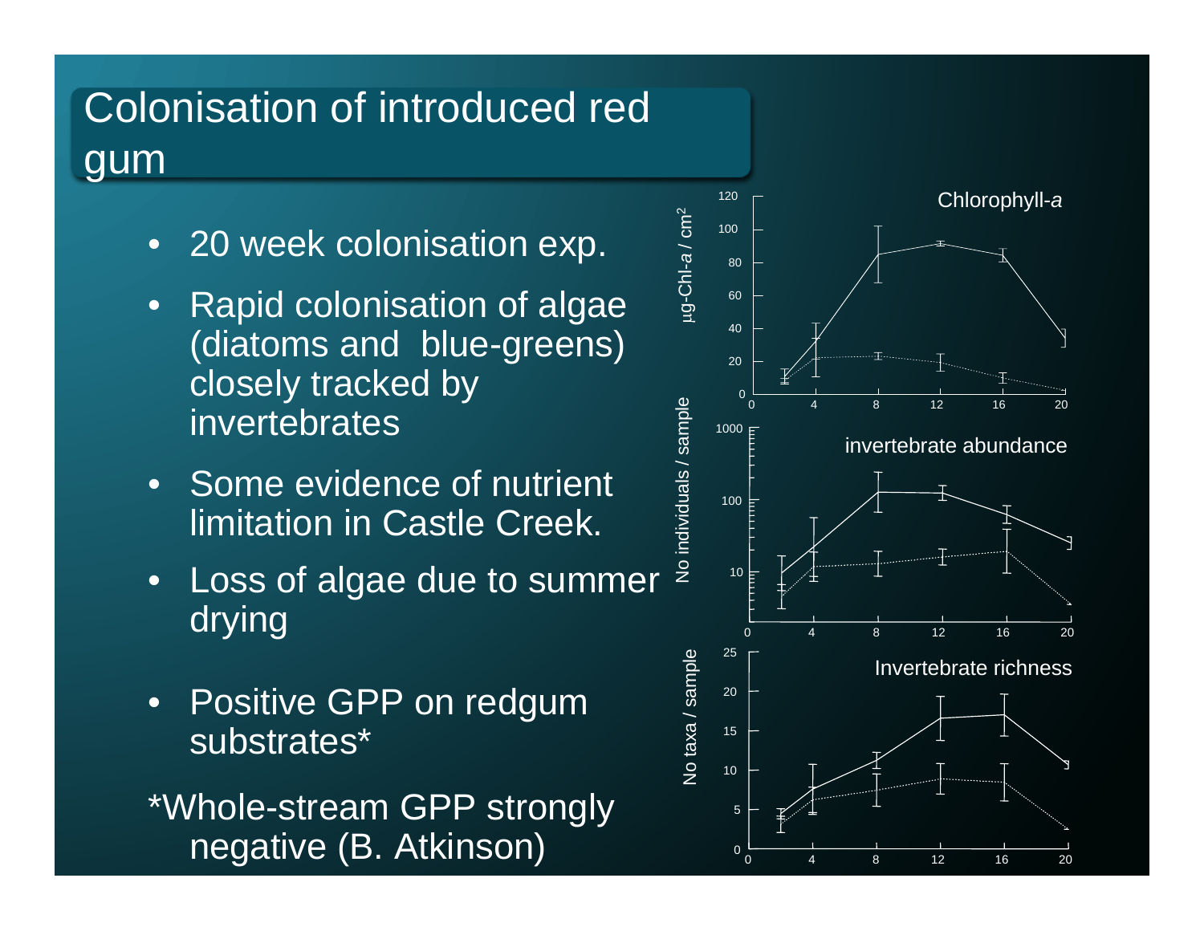# Colonisation of introduced red gum

- 20 week colonisation exp.
- Rapid colonisation of algae (diatoms and blue-greens) closely tracked by invertebrates
- Some evidence of nutrient limitation in Castle Creek.
- Loss of algae due to summer drying
- Positive GPP on redgum substrates*

*Whole-stream GPP strongly negative (B. Atkinson)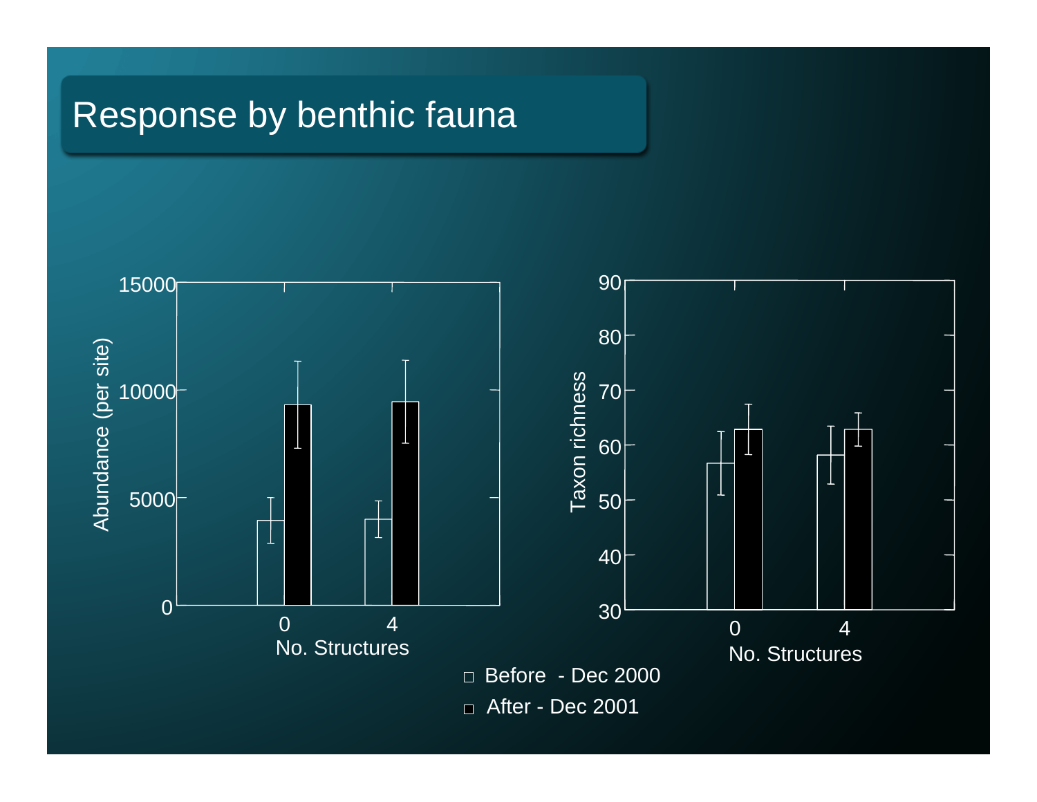# Response by benthic fauna

Abundance (per site)

15000
10000
5000
0

0 4
No. Structures

Taxon richness

90
80
70
60
50
40
30

0 4
No. Structures

□ Before - Dec 2000

□ After - Dec 2001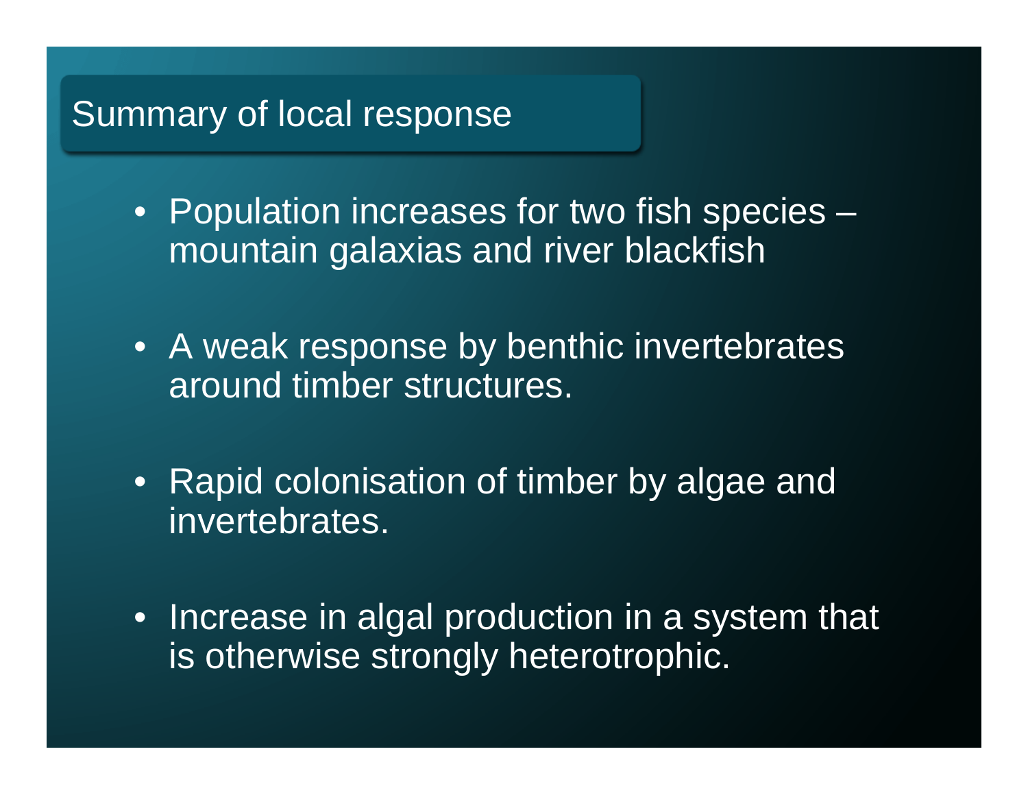## Summary of local response

- Population increases for two fish species – mountain galaxias and river blackfish
- A weak response by benthic invertebrates around timber structures.
- Rapid colonisation of timber by algae and invertebrates.
- Increase in algal production in a system that is otherwise strongly heterotrophic.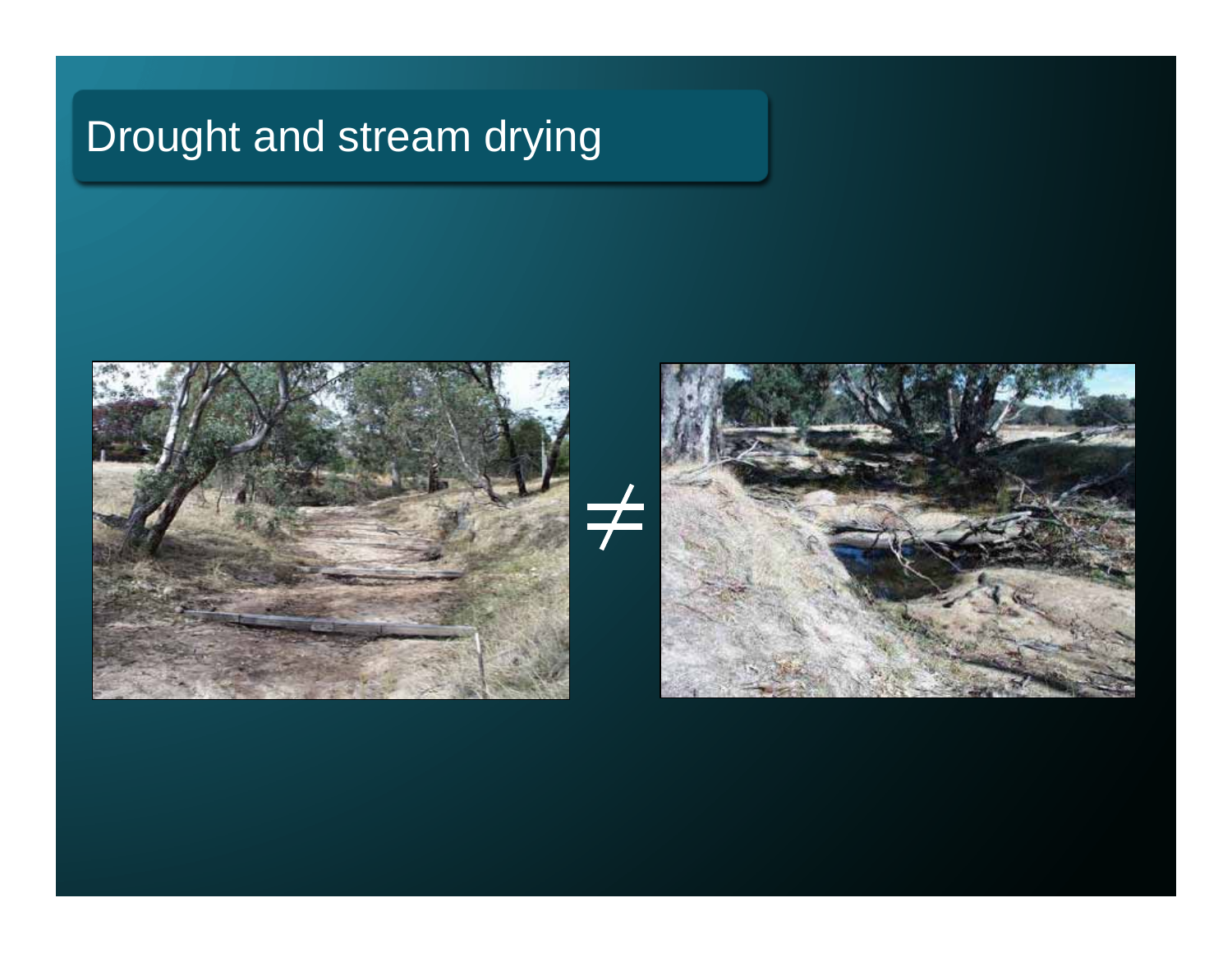# Drought and stream drying

$\neq$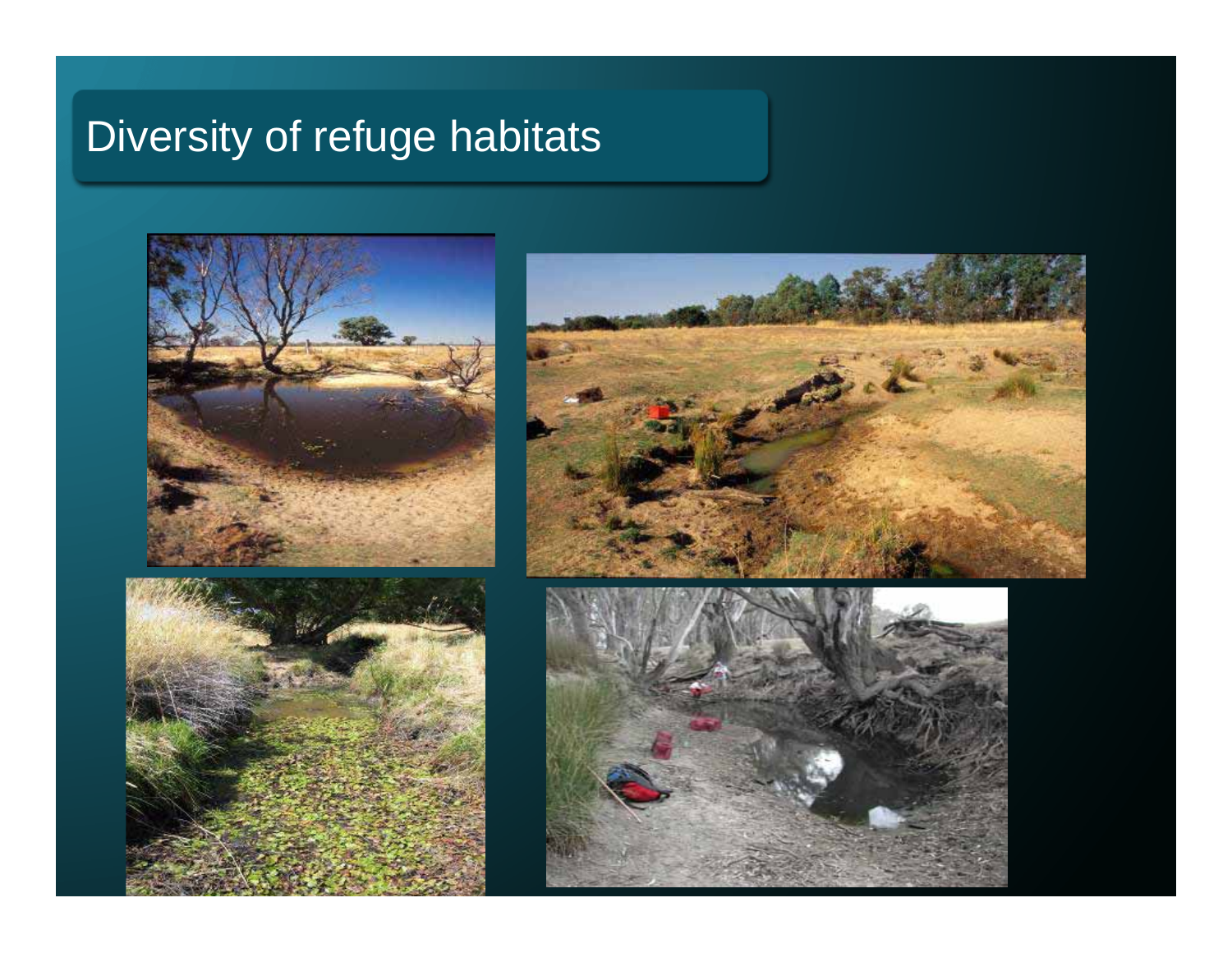# Diversity of refuge habitats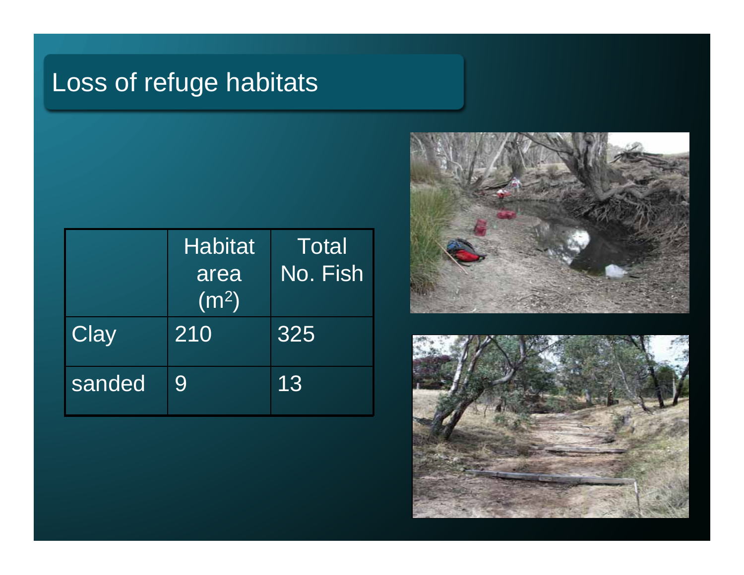# Loss of refuge habitats

| | Habitat area ($m^2$) | Total No. Fish |
|---|---|---|
| Clay | 210 | 325 |
| sanded | 9 | 13 |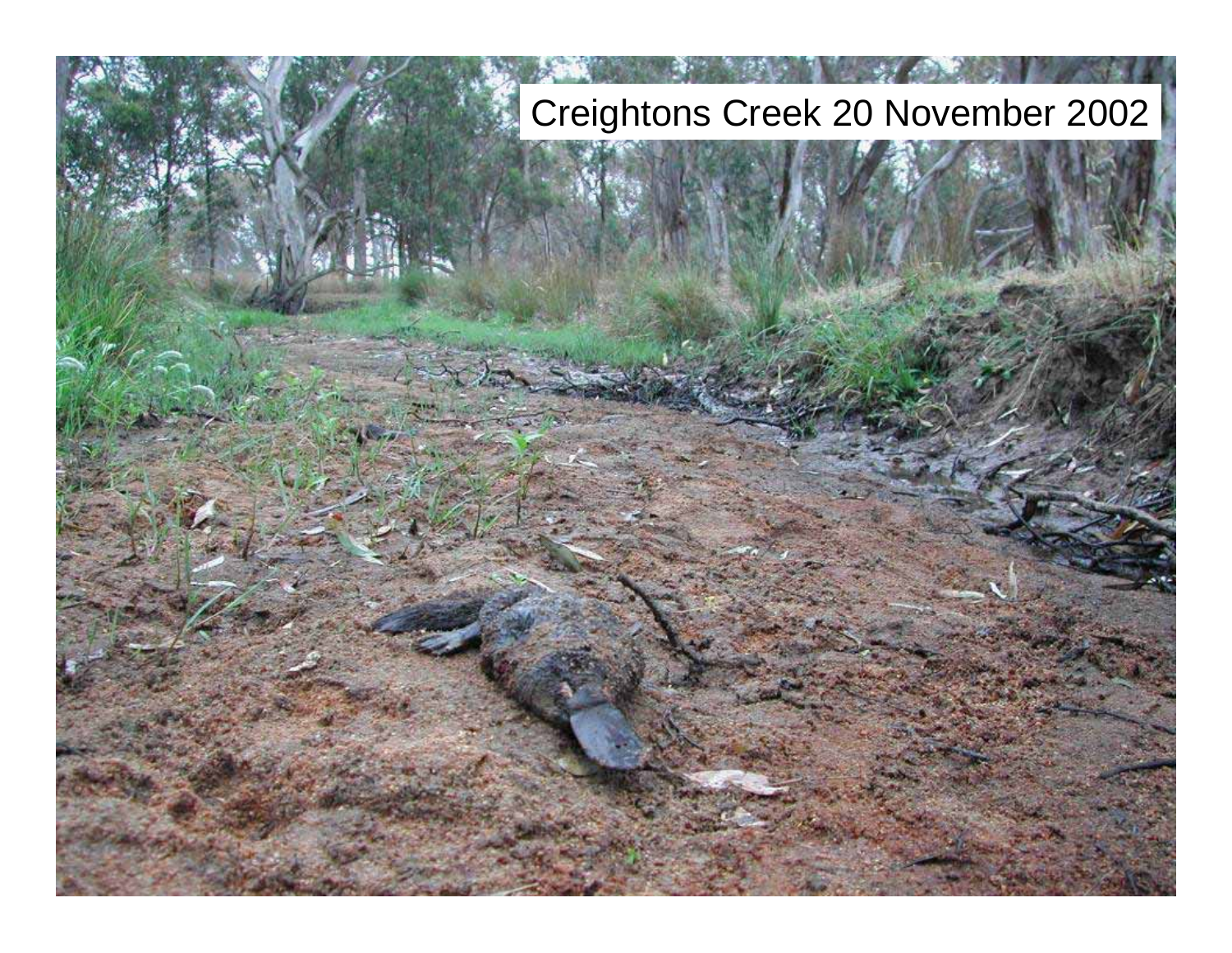Creightons Creek 20 November 2002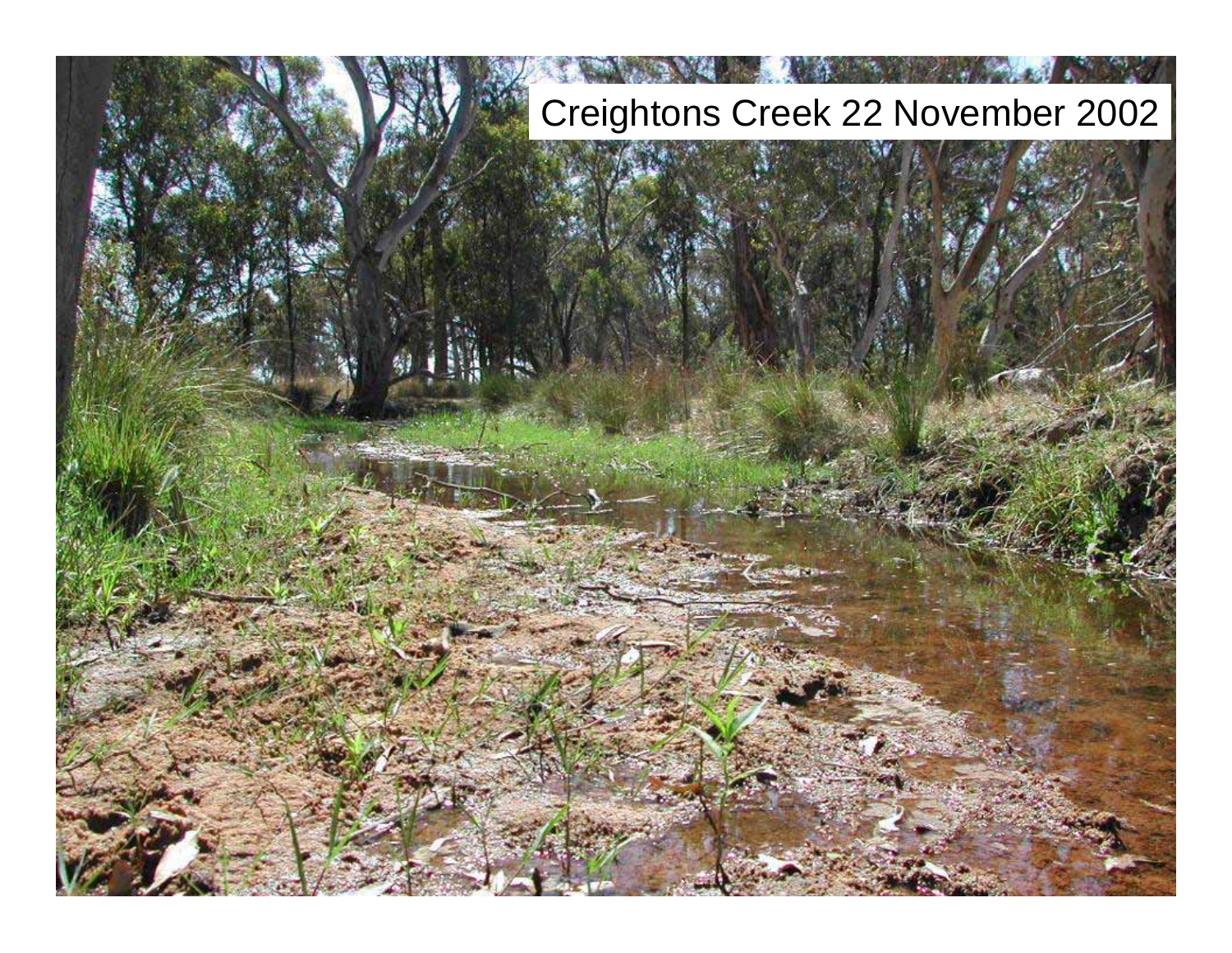Creightons Creek 22 November 2002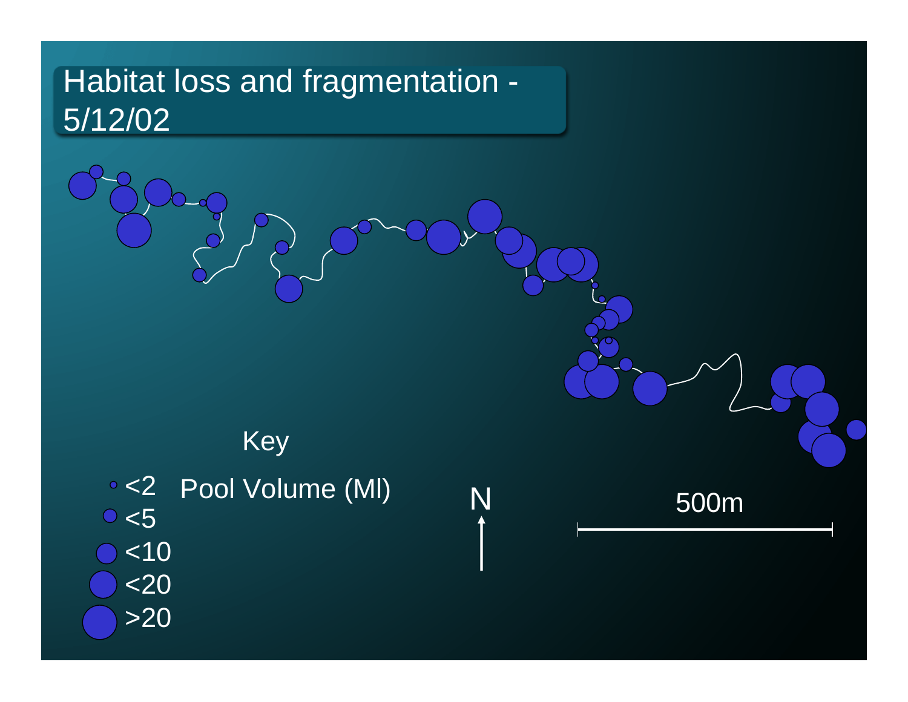# Habitat loss and fragmentation - 5/12/02

Key

Pool Volume (Ml)

- <2
- <5
- <10
- <20
- >20

N

500m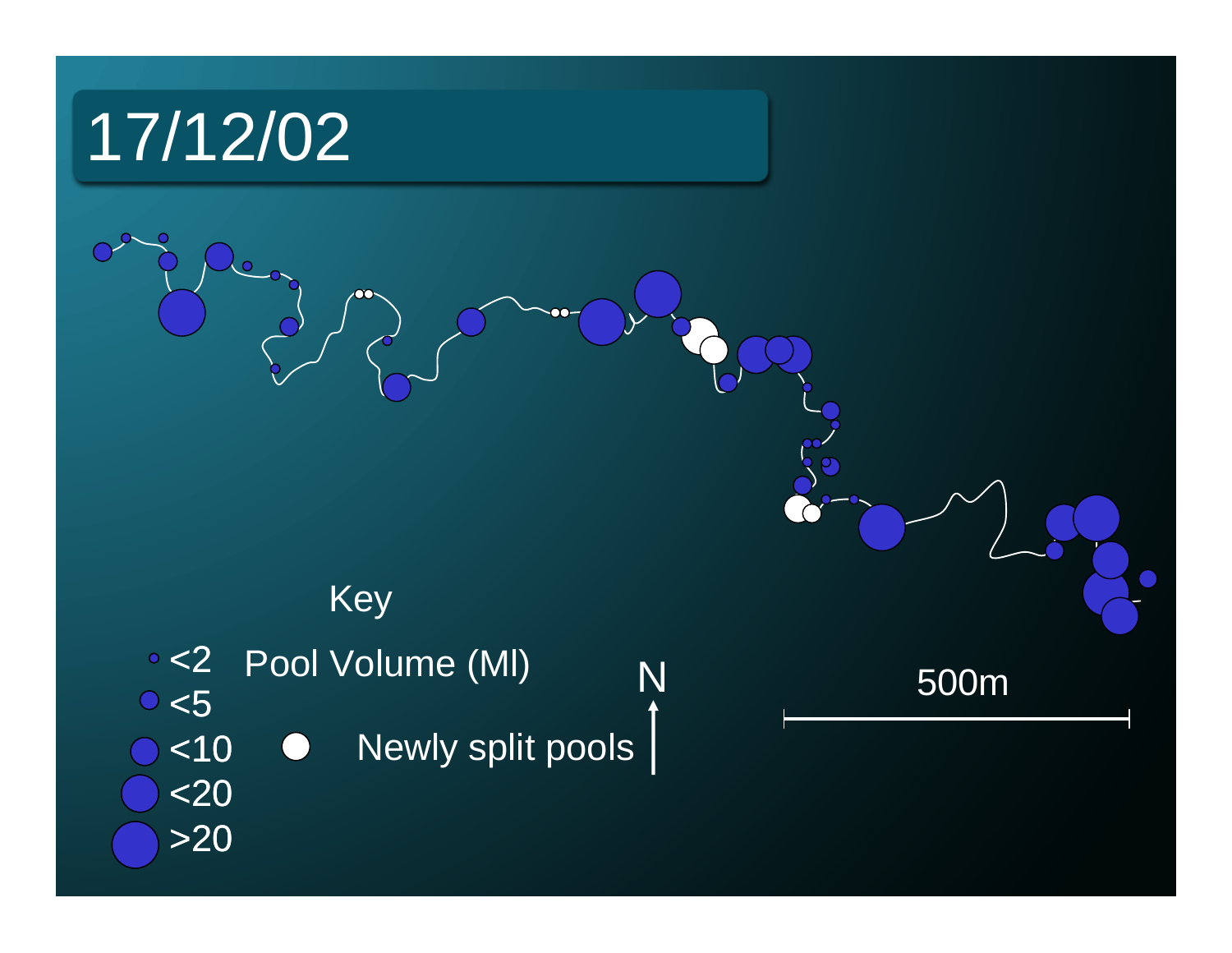# 17/12/02

Key

<2 Pool Volume (Ml)

<5

<10 Newly split pools

<20

>20

N

500m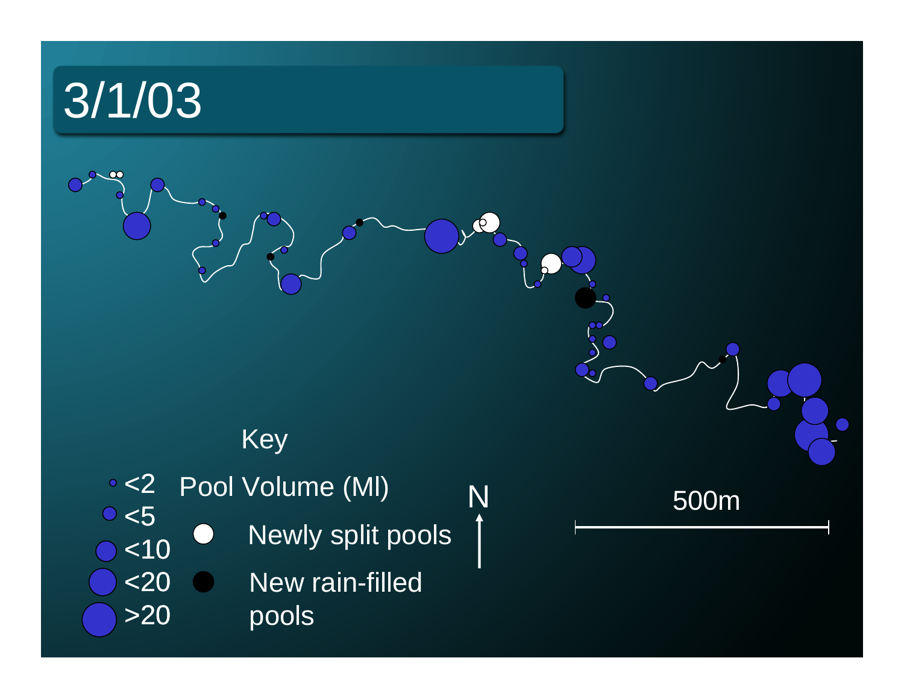# 3/1/03

Key

| Symbol | Pool Volume (Ml) |
|---|---|
| Smallest blue circle | <2 |
| Small blue circle | <5 |
| Medium blue circle | <10 |
| Large blue circle | <20 |
| Largest blue circle | >20 |

- White circle: Newly split pools
- Black circle: New rain-filled pools

N ↑

500m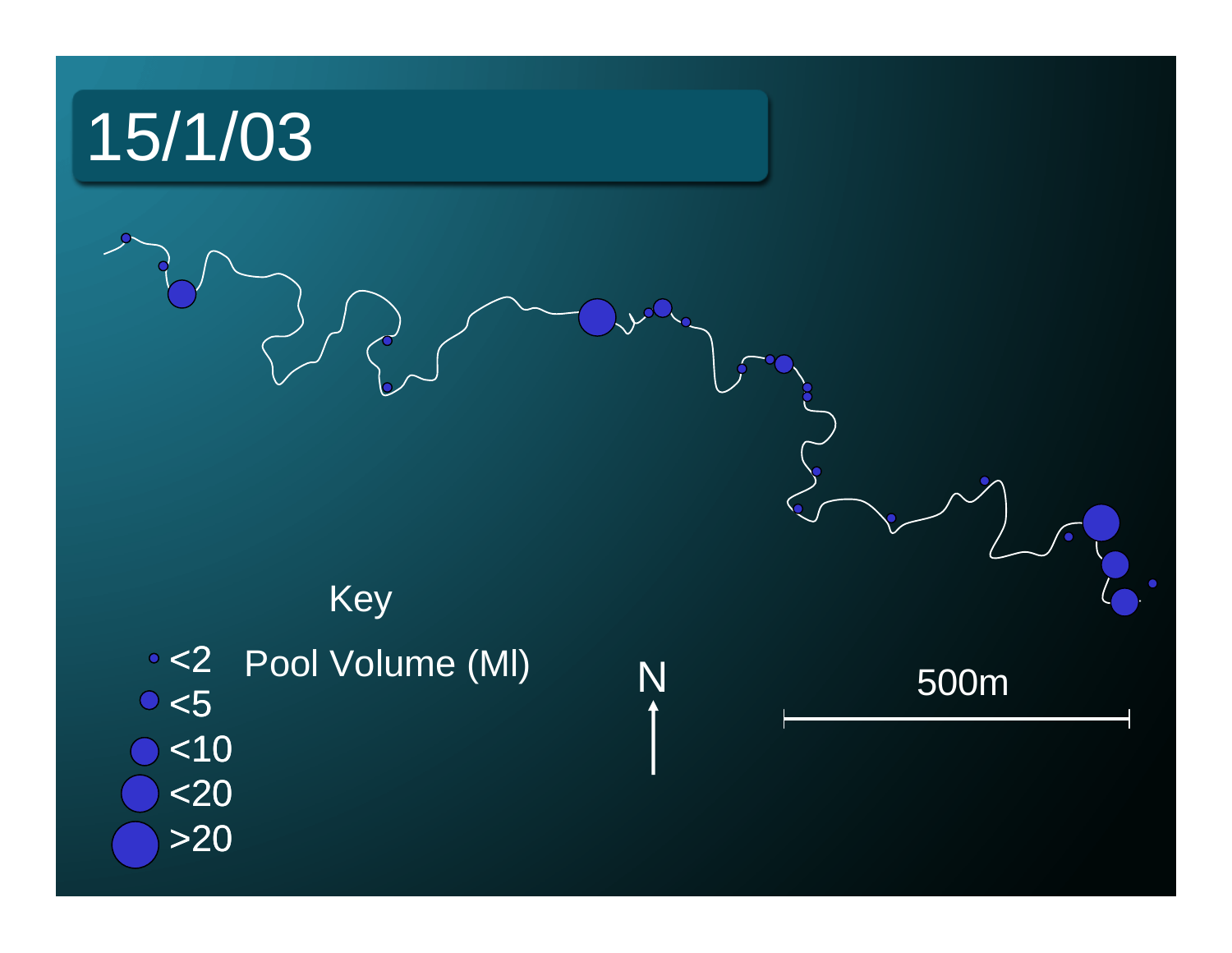# 15/1/03

Key

Pool Volume (Ml)

- <2
- <5
- <10
- <20
- >20

N

500m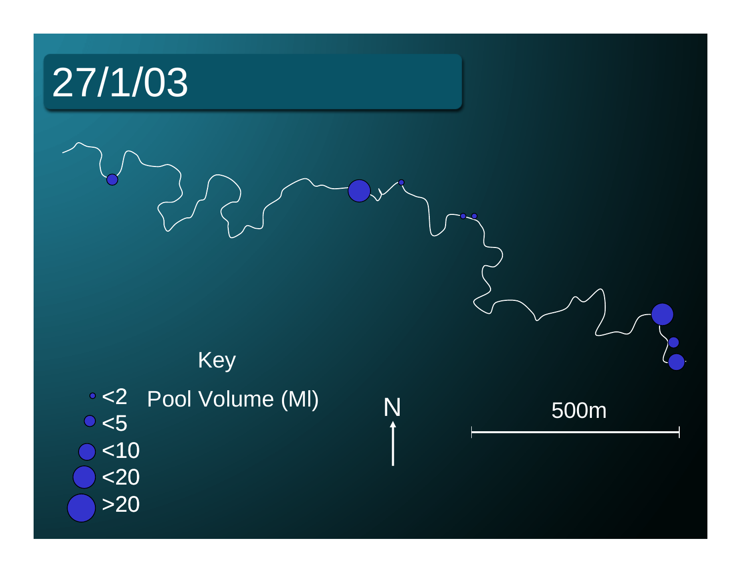# 27/1/03

Key

Pool Volume (Ml)

- <2
- <5
- <10
- <20
- >20

N

500m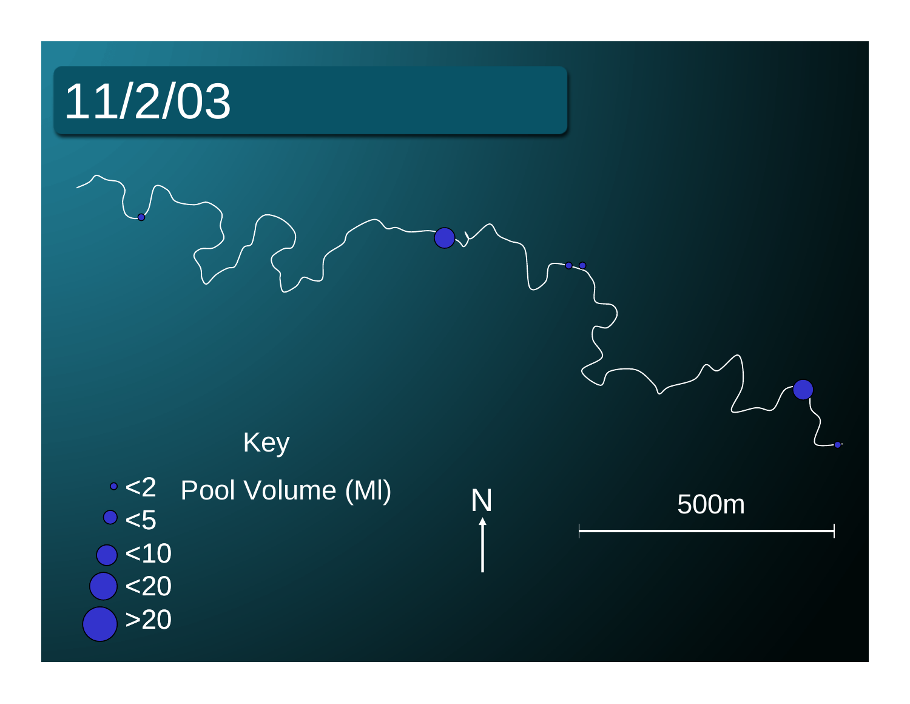# 11/2/03

Key

Pool Volume (Ml)

- <2
- <5
- <10
- <20
- >20

N

500m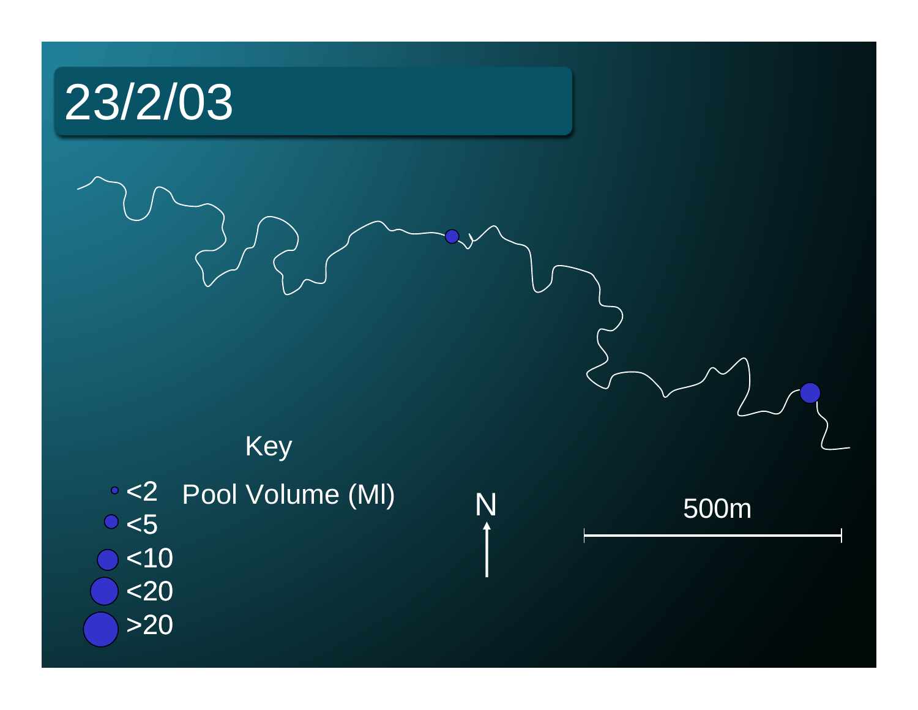# 23/2/03

Key

Pool Volume (Ml)

- <2
- <5
- <10
- <20
- >20

N

500m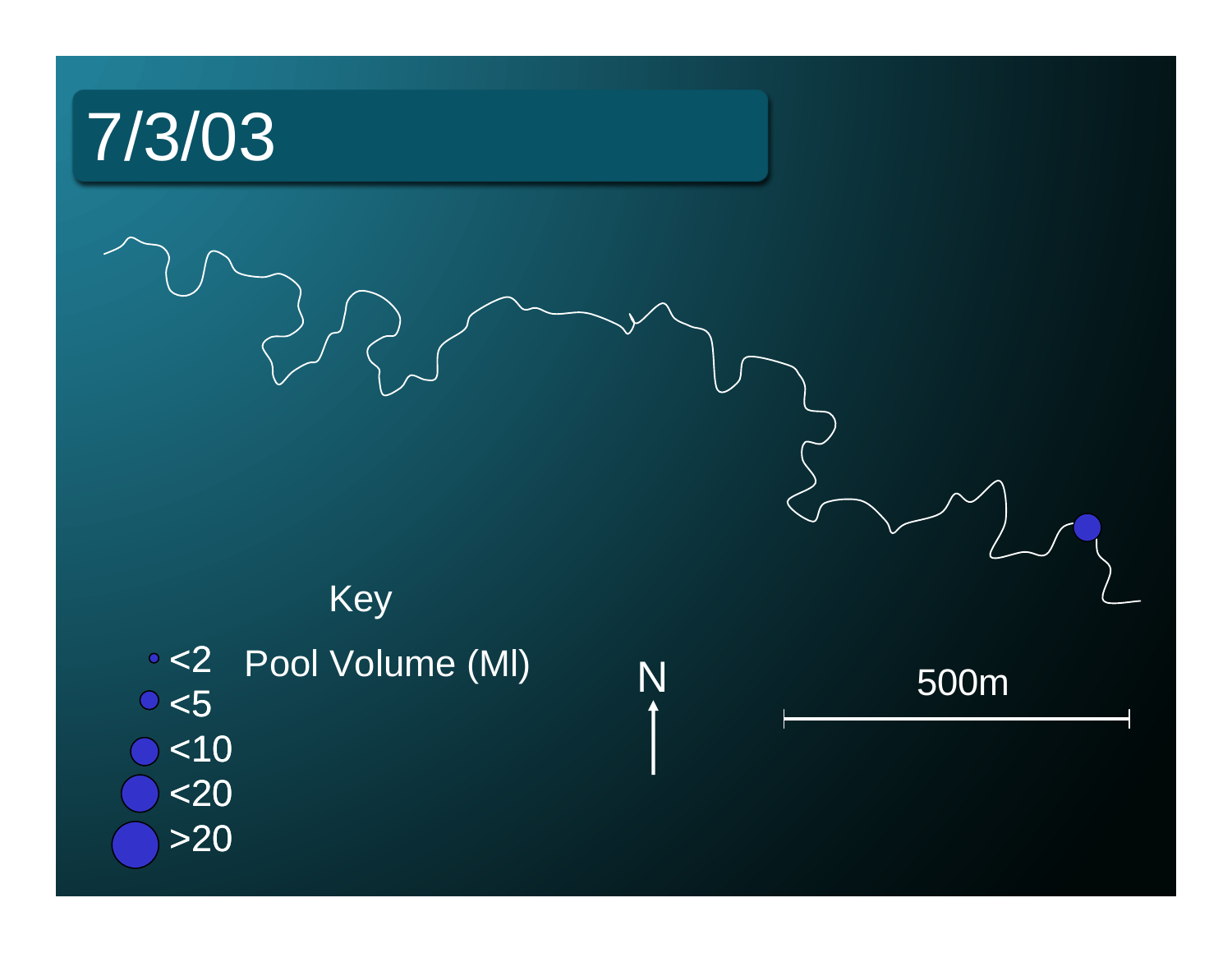# 7/3/03

Key

Pool Volume (Ml)

- <2
- <5
- <10
- <20
- >20

N

500m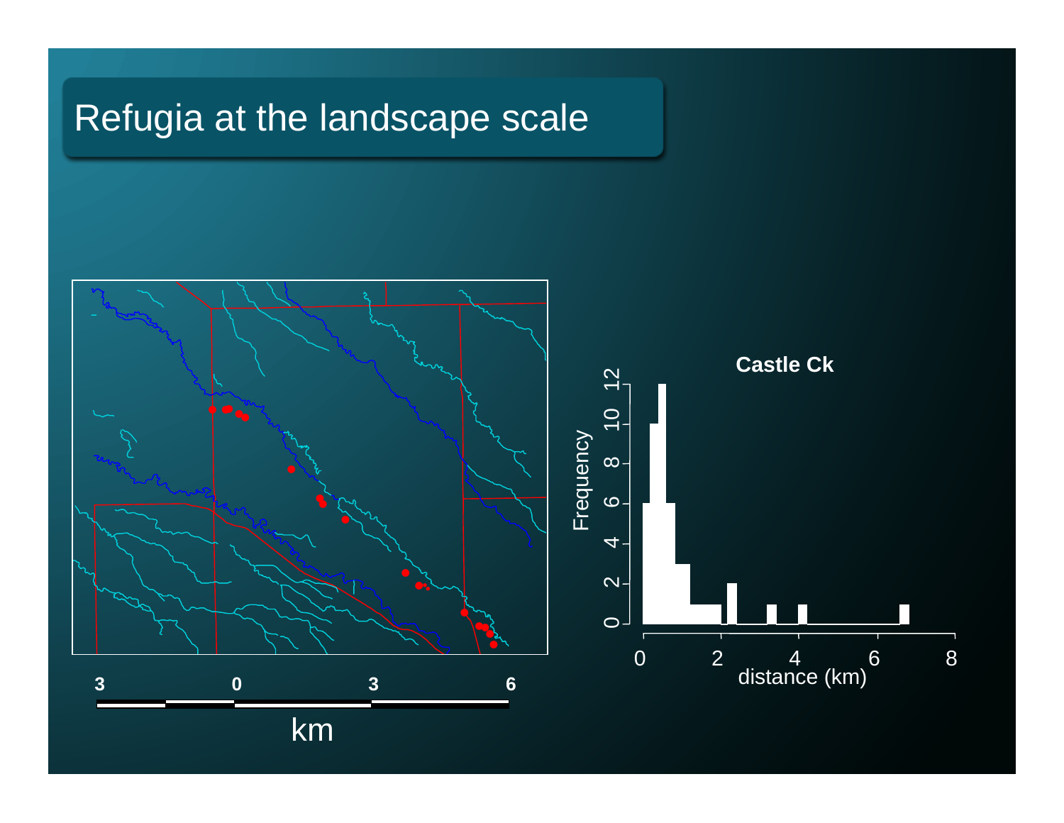# Refugia at the landscape scale

3 0 3 6

km

**Castle Ck**

Frequency

0 2 4 6 8 10 12

0 2 4 6 8

distance (km)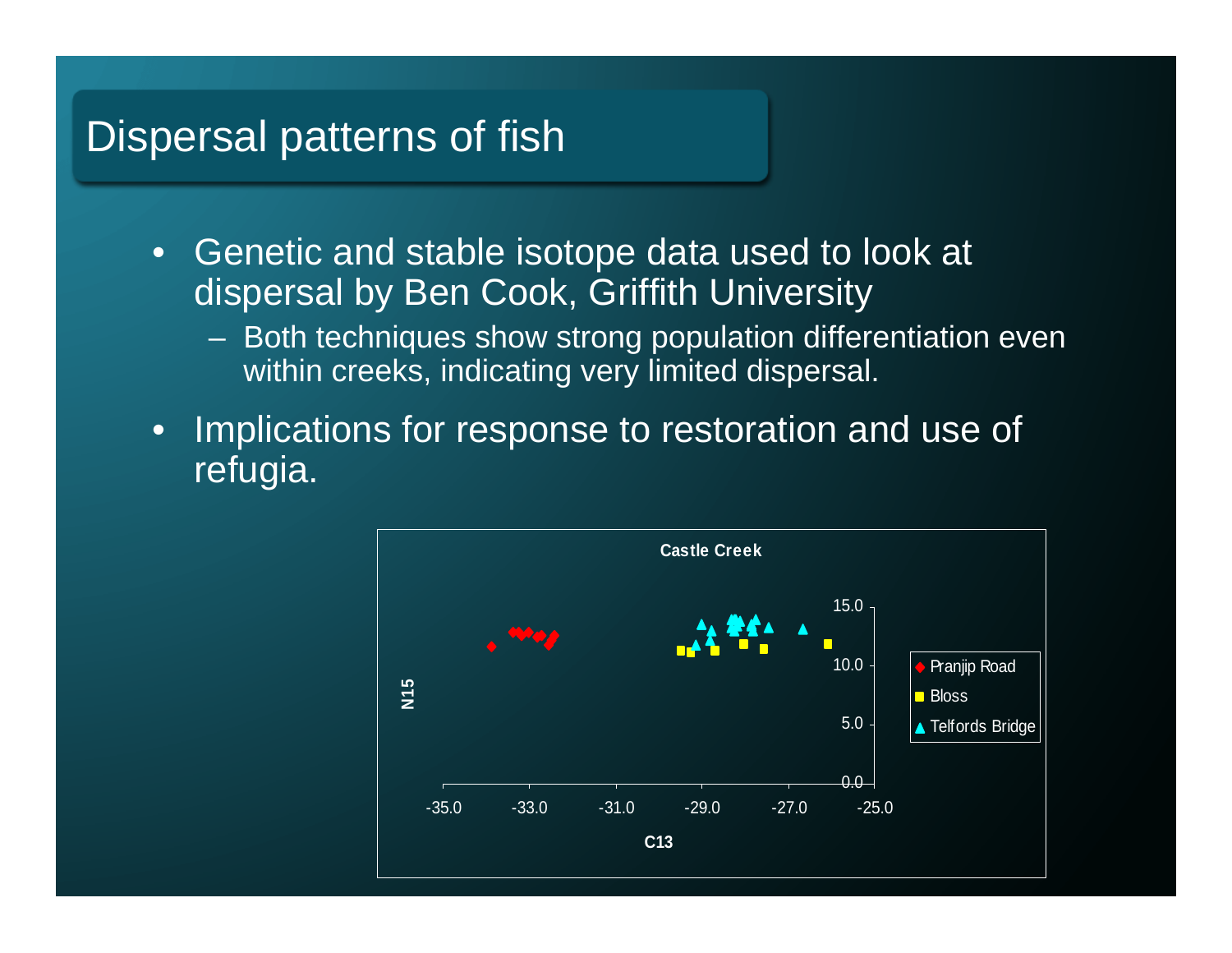# Dispersal patterns of fish

- Genetic and stable isotope data used to look at dispersal by Ben Cook, Griffith University
  - Both techniques show strong population differentiation even within creeks, indicating very limited dispersal.
- Implications for response to restoration and use of refugia.

**Castle Creek**

N15 vs C13 (legend: Pranjip Road, Bloss, Telfords Bridge)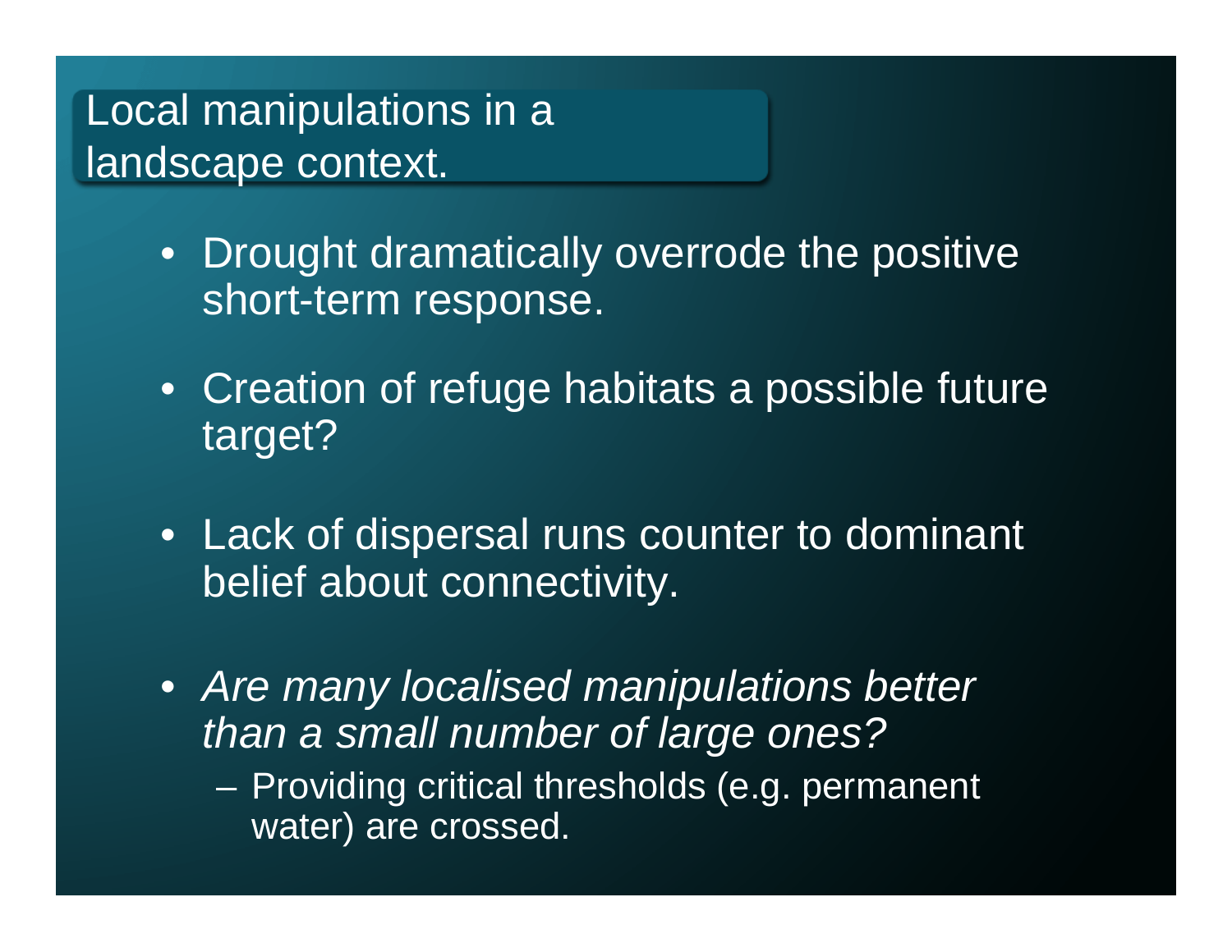## Local manipulations in a landscape context.

- Drought dramatically overrode the positive short-term response.
- Creation of refuge habitats a possible future target?
- Lack of dispersal runs counter to dominant belief about connectivity.
- *Are many localised manipulations better than a small number of large ones?*
  - Providing critical thresholds (e.g. permanent water) are crossed.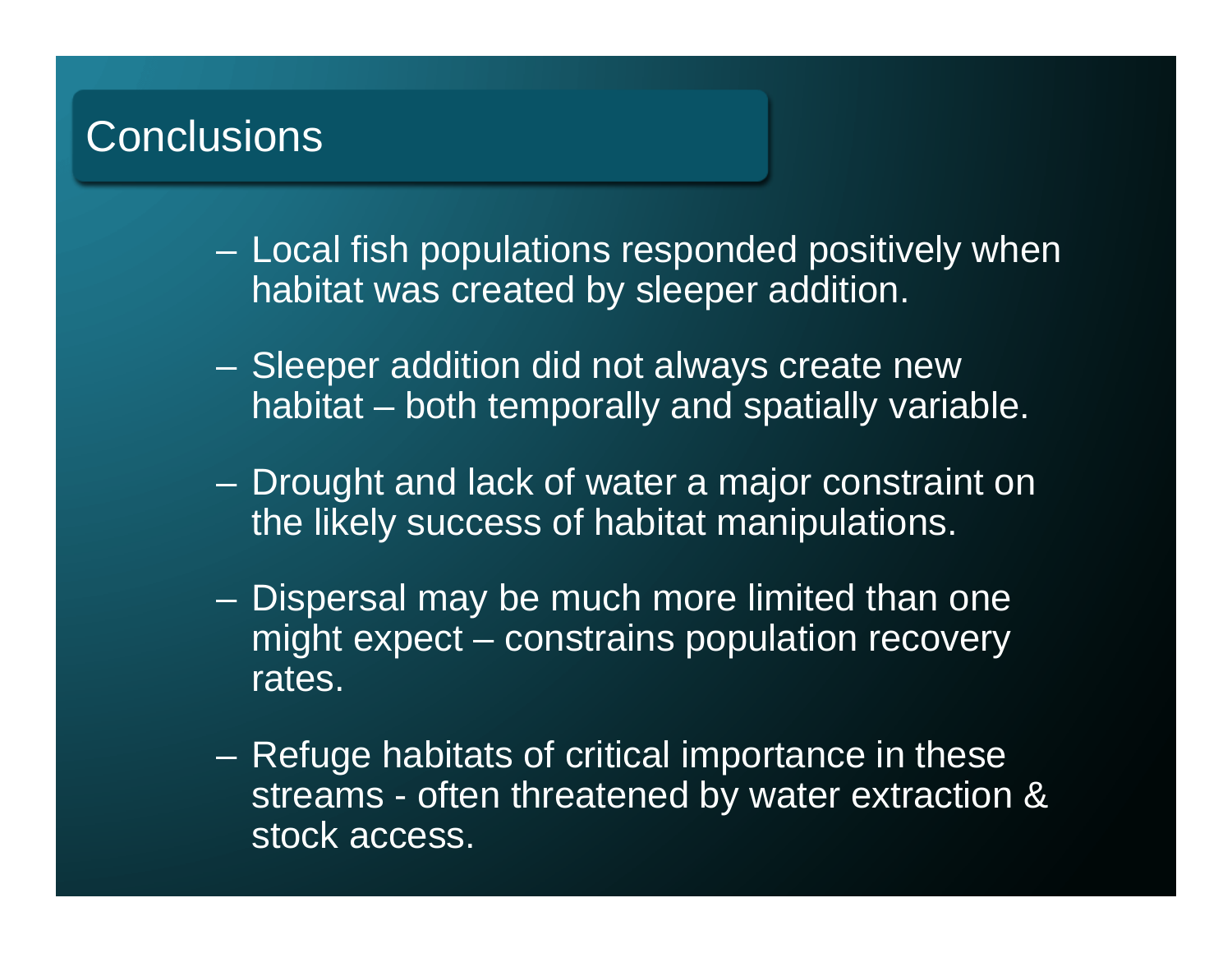# Conclusions

- Local fish populations responded positively when habitat was created by sleeper addition.
- Sleeper addition did not always create new habitat – both temporally and spatially variable.
- Drought and lack of water a major constraint on the likely success of habitat manipulations.
- Dispersal may be much more limited than one might expect – constrains population recovery rates.
- Refuge habitats of critical importance in these streams - often threatened by water extraction & stock access.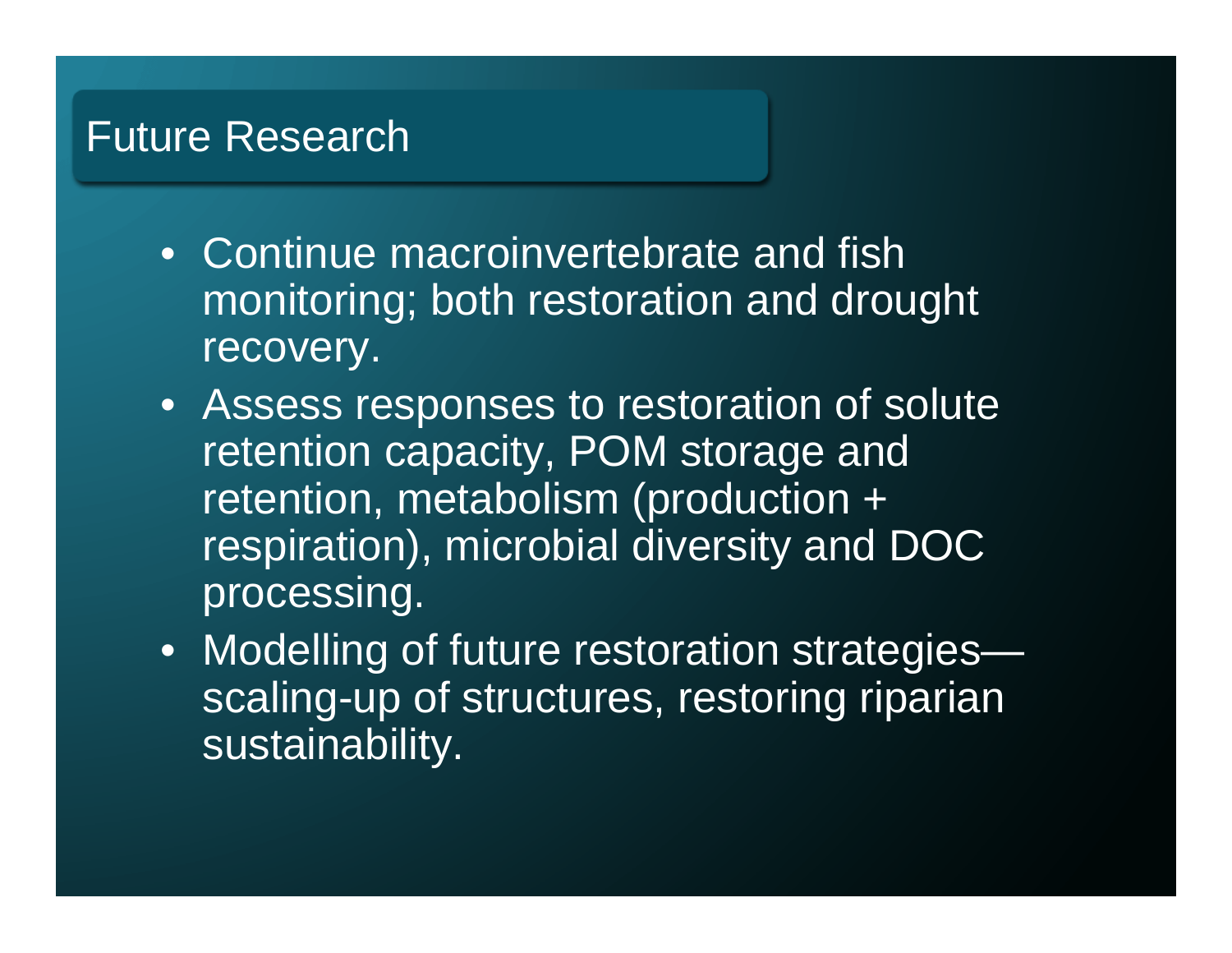# Future Research

- Continue macroinvertebrate and fish monitoring; both restoration and drought recovery.
- Assess responses to restoration of solute retention capacity, POM storage and retention, metabolism (production + respiration), microbial diversity and DOC processing.
- Modelling of future restoration strategies—scaling-up of structures, restoring riparian sustainability.